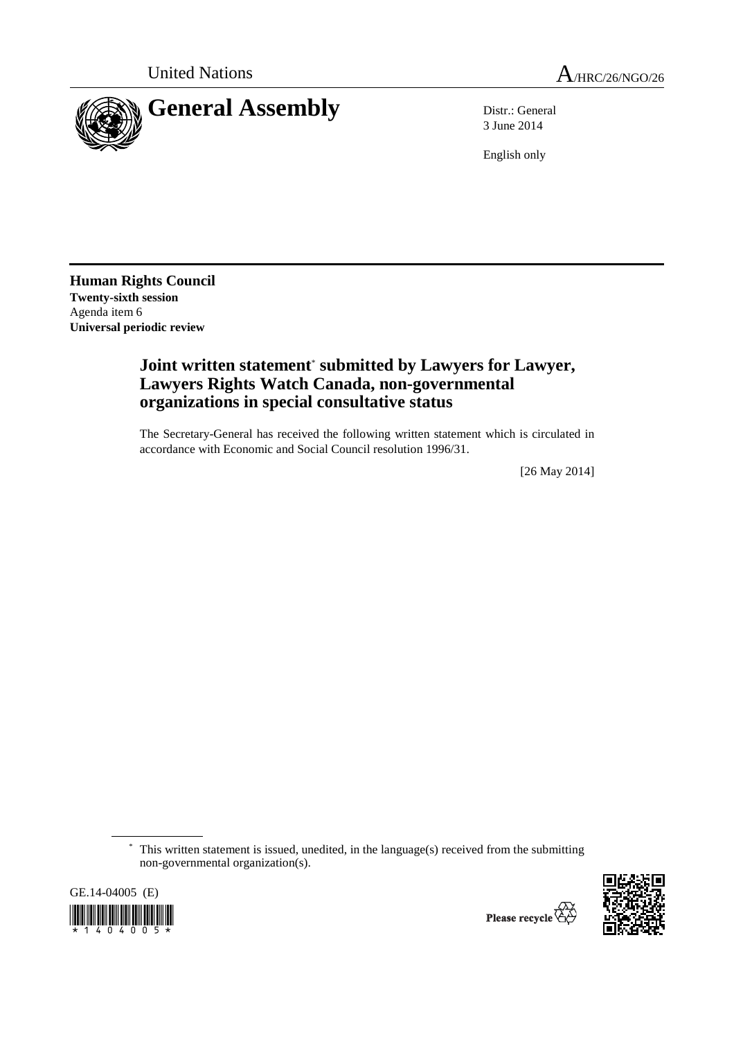United Nations A/HRC/26/NGO/26

# General Assembly

Distr.: General
3 June 2014

English only

**Human Rights Council**
**Twenty-sixth session**
Agenda item 6
**Universal periodic review**

## Joint written statement* submitted by Lawyers for Lawyer, Lawyers Rights Watch Canada, non-governmental organizations in special consultative status

The Secretary-General has received the following written statement which is circulated in accordance with Economic and Social Council resolution 1996/31.

[26 May 2014]

\* This written statement is issued, unedited, in the language(s) received from the submitting non-governmental organization(s).

GE.14-04005 (E)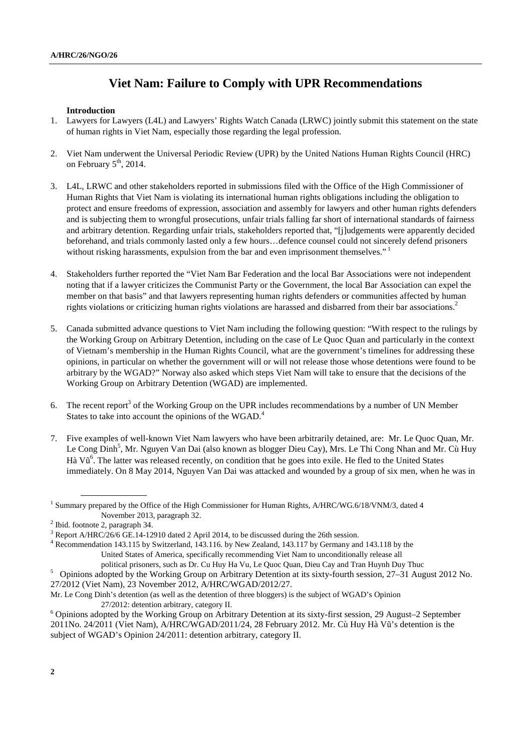# Viet Nam: Failure to Comply with UPR Recommendations

**Introduction**

1. Lawyers for Lawyers (L4L) and Lawyers' Rights Watch Canada (LRWC) jointly submit this statement on the state of human rights in Viet Nam, especially those regarding the legal profession.

2. Viet Nam underwent the Universal Periodic Review (UPR) by the United Nations Human Rights Council (HRC) on February 5th, 2014.

3. L4L, LRWC and other stakeholders reported in submissions filed with the Office of the High Commissioner of Human Rights that Viet Nam is violating its international human rights obligations including the obligation to protect and ensure freedoms of expression, association and assembly for lawyers and other human rights defenders and is subjecting them to wrongful prosecutions, unfair trials falling far short of international standards of fairness and arbitrary detention. Regarding unfair trials, stakeholders reported that, "[j]udgements were apparently decided beforehand, and trials commonly lasted only a few hours…defence counsel could not sincerely defend prisoners without risking harassments, expulsion from the bar and even imprisonment themselves." [1]

4. Stakeholders further reported the "Viet Nam Bar Federation and the local Bar Associations were not independent noting that if a lawyer criticizes the Communist Party or the Government, the local Bar Association can expel the member on that basis" and that lawyers representing human rights defenders or communities affected by human rights violations or criticizing human rights violations are harassed and disbarred from their bar associations.[2]

5. Canada submitted advance questions to Viet Nam including the following question: "With respect to the rulings by the Working Group on Arbitrary Detention, including on the case of Le Quoc Quan and particularly in the context of Vietnam's membership in the Human Rights Council, what are the government's timelines for addressing these opinions, in particular on whether the government will or will not release those whose detentions were found to be arbitrary by the WGAD?" Norway also asked which steps Viet Nam will take to ensure that the decisions of the Working Group on Arbitrary Detention (WGAD) are implemented.

6. The recent report[3] of the Working Group on the UPR includes recommendations by a number of UN Member States to take into account the opinions of the WGAD.[4]

7. Five examples of well-known Viet Nam lawyers who have been arbitrarily detained, are: Mr. Le Quoc Quan, Mr. Le Cong Dinh[5], Mr. Nguyen Van Dai (also known as blogger Dieu Cay), Mrs. Le Thi Cong Nhan and Mr. Cù Huy Hà Vũ[6]. The latter was released recently, on condition that he goes into exile. He fled to the United States immediately. On 8 May 2014, Nguyen Van Dai was attacked and wounded by a group of six men, when he was in

---

[1] Summary prepared by the Office of the High Commissioner for Human Rights, A/HRC/WG.6/18/VNM/3, dated 4 November 2013, paragraph 32.

[2] Ibid. footnote 2, paragraph 34.

[3] Report A/HRC/26/6 GE.14-12910 dated 2 April 2014, to be discussed during the 26th session.

[4] Recommendation 143.115 by Switzerland, 143.116. by New Zealand, 143.117 by Germany and 143.118 by the United States of America, specifically recommending Viet Nam to unconditionally release all political prisoners, such as Dr. Cu Huy Ha Vu, Le Quoc Quan, Dieu Cay and Tran Huynh Duy Thuc

[5] Opinions adopted by the Working Group on Arbitrary Detention at its sixty-fourth session, 27–31 August 2012 No. 27/2012 (Viet Nam), 23 November 2012, A/HRC/WGAD/2012/27.
Mr. Le Cong Dinh's detention (as well as the detention of three bloggers) is the subject of WGAD's Opinion 27/2012: detention arbitrary, category II.

[6] Opinions adopted by the Working Group on Arbitrary Detention at its sixty-first session, 29 August–2 September 2011No. 24/2011 (Viet Nam), A/HRC/WGAD/2011/24, 28 February 2012. Mr. Cù Huy Hà Vũ's detention is the subject of WGAD's Opinion 24/2011: detention arbitrary, category II.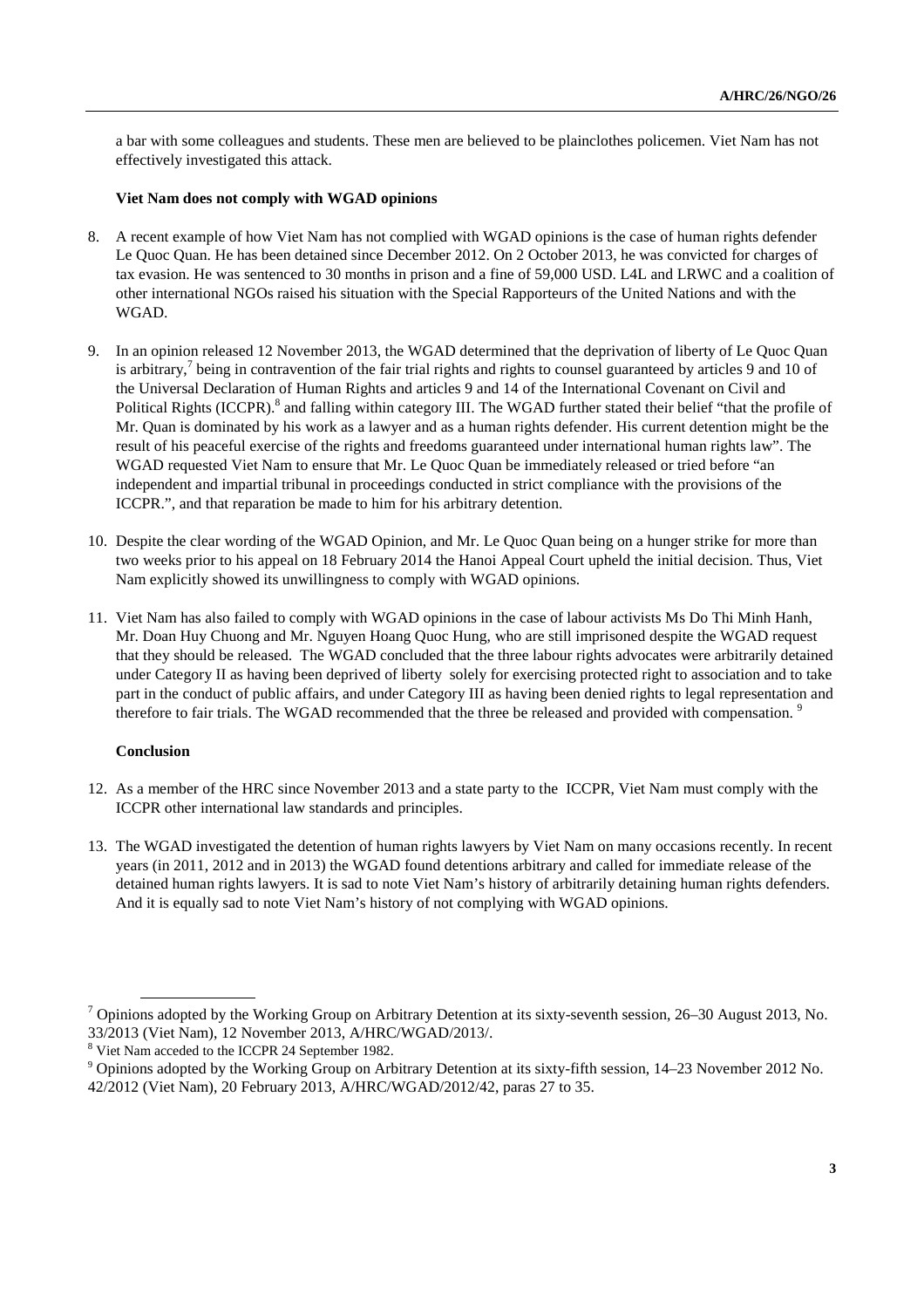a bar with some colleagues and students. These men are believed to be plainclothes policemen. Viet Nam has not effectively investigated this attack.

**Viet Nam does not comply with WGAD opinions**

8. A recent example of how Viet Nam has not complied with WGAD opinions is the case of human rights defender Le Quoc Quan. He has been detained since December 2012. On 2 October 2013, he was convicted for charges of tax evasion. He was sentenced to 30 months in prison and a fine of 59,000 USD. L4L and LRWC and a coalition of other international NGOs raised his situation with the Special Rapporteurs of the United Nations and with the WGAD.

9. In an opinion released 12 November 2013, the WGAD determined that the deprivation of liberty of Le Quoc Quan is arbitrary,[7] being in contravention of the fair trial rights and rights to counsel guaranteed by articles 9 and 10 of the Universal Declaration of Human Rights and articles 9 and 14 of the International Covenant on Civil and Political Rights (ICCPR).[8] and falling within category III. The WGAD further stated their belief "that the profile of Mr. Quan is dominated by his work as a lawyer and as a human rights defender. His current detention might be the result of his peaceful exercise of the rights and freedoms guaranteed under international human rights law". The WGAD requested Viet Nam to ensure that Mr. Le Quoc Quan be immediately released or tried before "an independent and impartial tribunal in proceedings conducted in strict compliance with the provisions of the ICCPR.", and that reparation be made to him for his arbitrary detention.

10. Despite the clear wording of the WGAD Opinion, and Mr. Le Quoc Quan being on a hunger strike for more than two weeks prior to his appeal on 18 February 2014 the Hanoi Appeal Court upheld the initial decision. Thus, Viet Nam explicitly showed its unwillingness to comply with WGAD opinions.

11. Viet Nam has also failed to comply with WGAD opinions in the case of labour activists Ms Do Thi Minh Hanh, Mr. Doan Huy Chuong and Mr. Nguyen Hoang Quoc Hung, who are still imprisoned despite the WGAD request that they should be released. The WGAD concluded that the three labour rights advocates were arbitrarily detained under Category II as having been deprived of liberty solely for exercising protected right to association and to take part in the conduct of public affairs, and under Category III as having been denied rights to legal representation and therefore to fair trials. The WGAD recommended that the three be released and provided with compensation. [9]

**Conclusion**

12. As a member of the HRC since November 2013 and a state party to the ICCPR, Viet Nam must comply with the ICCPR other international law standards and principles.

13. The WGAD investigated the detention of human rights lawyers by Viet Nam on many occasions recently. In recent years (in 2011, 2012 and in 2013) the WGAD found detentions arbitrary and called for immediate release of the detained human rights lawyers. It is sad to note Viet Nam's history of arbitrarily detaining human rights defenders. And it is equally sad to note Viet Nam's history of not complying with WGAD opinions.

---

[7] Opinions adopted by the Working Group on Arbitrary Detention at its sixty-seventh session, 26–30 August 2013, No. 33/2013 (Viet Nam), 12 November 2013, A/HRC/WGAD/2013/.

[8] Viet Nam acceded to the ICCPR 24 September 1982.

[9] Opinions adopted by the Working Group on Arbitrary Detention at its sixty-fifth session, 14–23 November 2012 No. 42/2012 (Viet Nam), 20 February 2013, A/HRC/WGAD/2012/42, paras 27 to 35.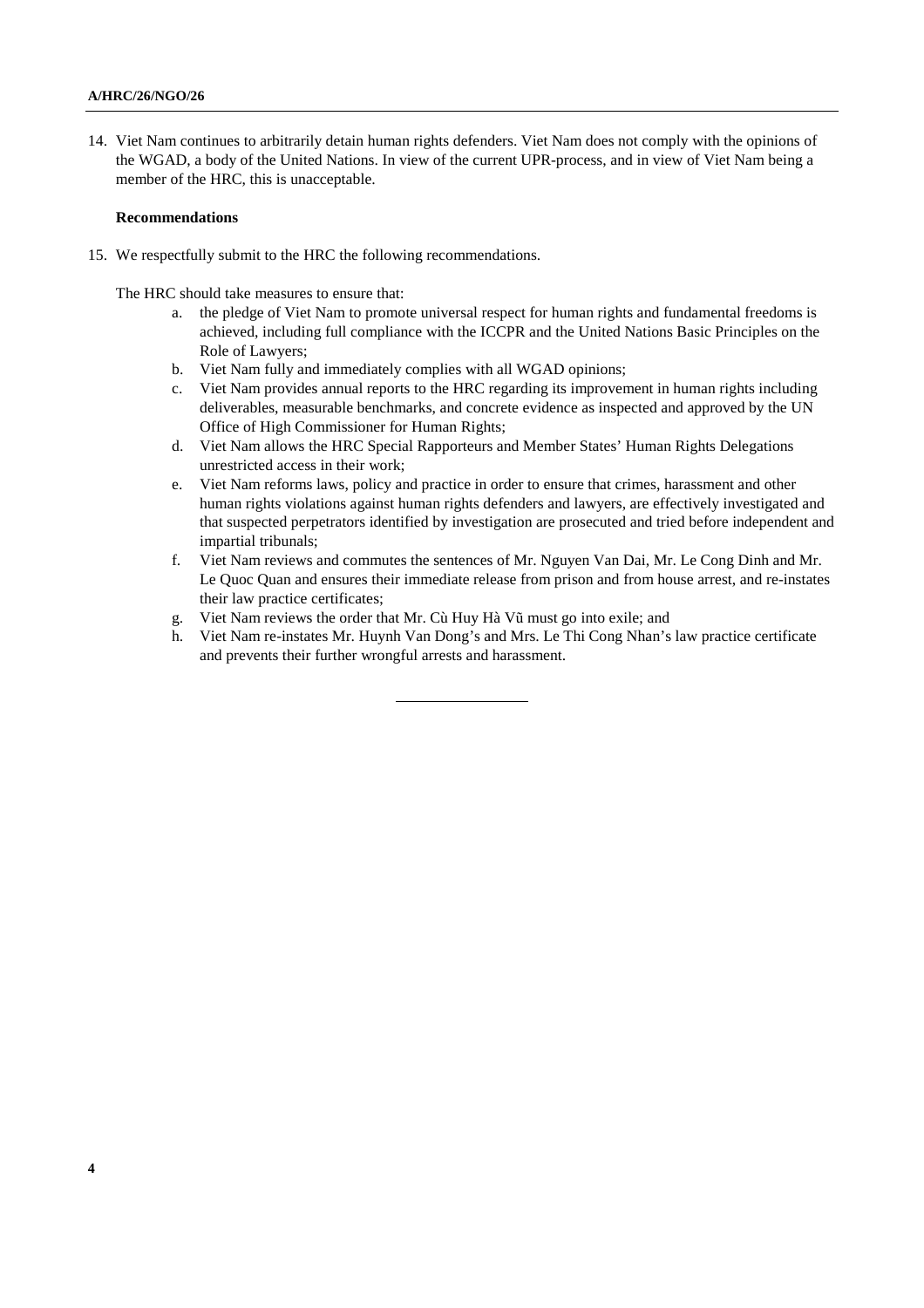14. Viet Nam continues to arbitrarily detain human rights defenders. Viet Nam does not comply with the opinions of the WGAD, a body of the United Nations. In view of the current UPR-process, and in view of Viet Nam being a member of the HRC, this is unacceptable.

**Recommendations**

15. We respectfully submit to the HRC the following recommendations.

The HRC should take measures to ensure that:

a. the pledge of Viet Nam to promote universal respect for human rights and fundamental freedoms is achieved, including full compliance with the ICCPR and the United Nations Basic Principles on the Role of Lawyers;
b. Viet Nam fully and immediately complies with all WGAD opinions;
c. Viet Nam provides annual reports to the HRC regarding its improvement in human rights including deliverables, measurable benchmarks, and concrete evidence as inspected and approved by the UN Office of High Commissioner for Human Rights;
d. Viet Nam allows the HRC Special Rapporteurs and Member States' Human Rights Delegations unrestricted access in their work;
e. Viet Nam reforms laws, policy and practice in order to ensure that crimes, harassment and other human rights violations against human rights defenders and lawyers, are effectively investigated and that suspected perpetrators identified by investigation are prosecuted and tried before independent and impartial tribunals;
f. Viet Nam reviews and commutes the sentences of Mr. Nguyen Van Dai, Mr. Le Cong Dinh and Mr. Le Quoc Quan and ensures their immediate release from prison and from house arrest, and re-instates their law practice certificates;
g. Viet Nam reviews the order that Mr. Cù Huy Hà Vũ must go into exile; and
h. Viet Nam re-instates Mr. Huynh Van Dong's and Mrs. Le Thi Cong Nhan's law practice certificate and prevents their further wrongful arrests and harassment.